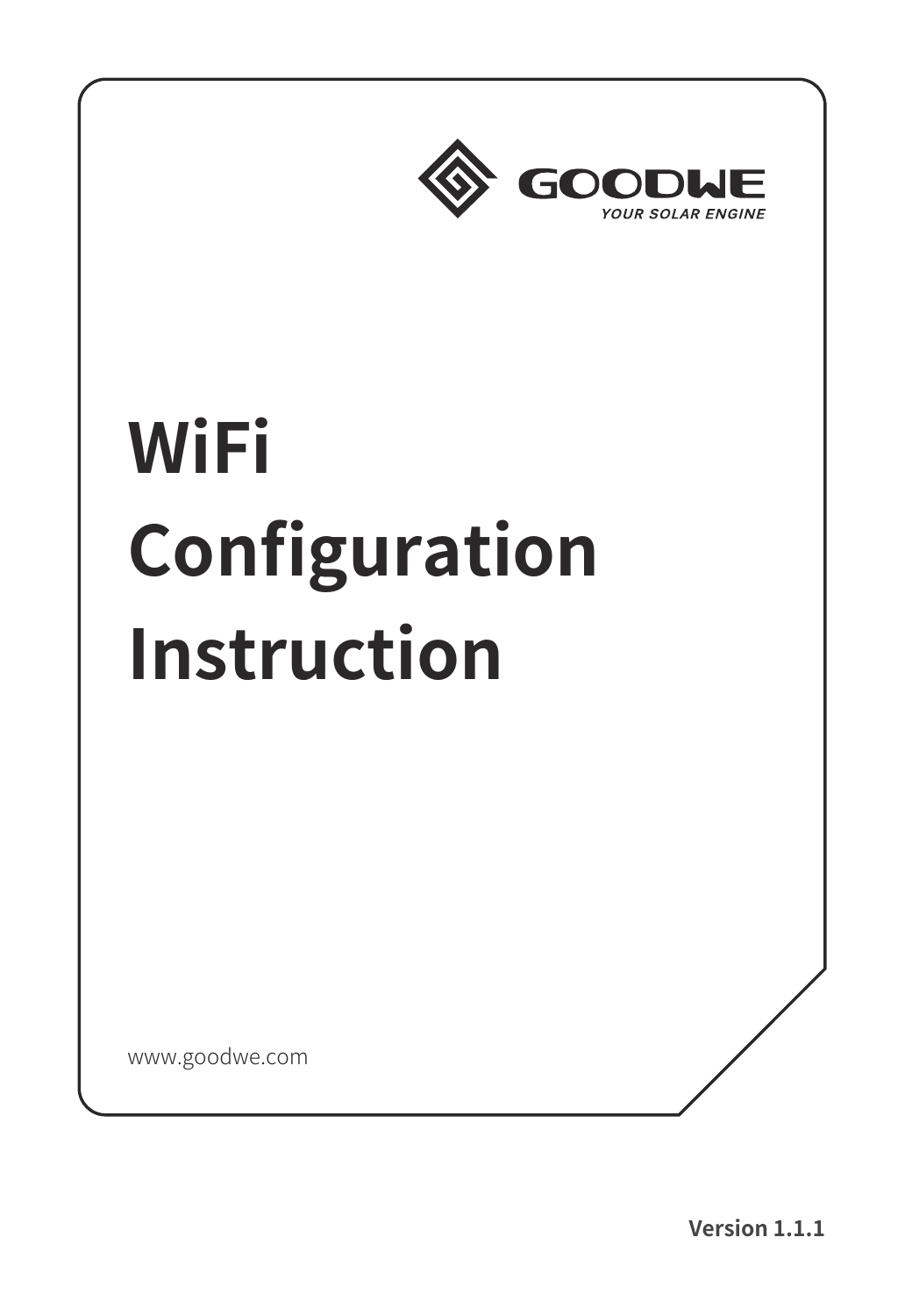GOODWE

YOUR SOLAR ENGINE

# WiFi Configuration Instruction

www.goodwe.com

**Version 1.1.1**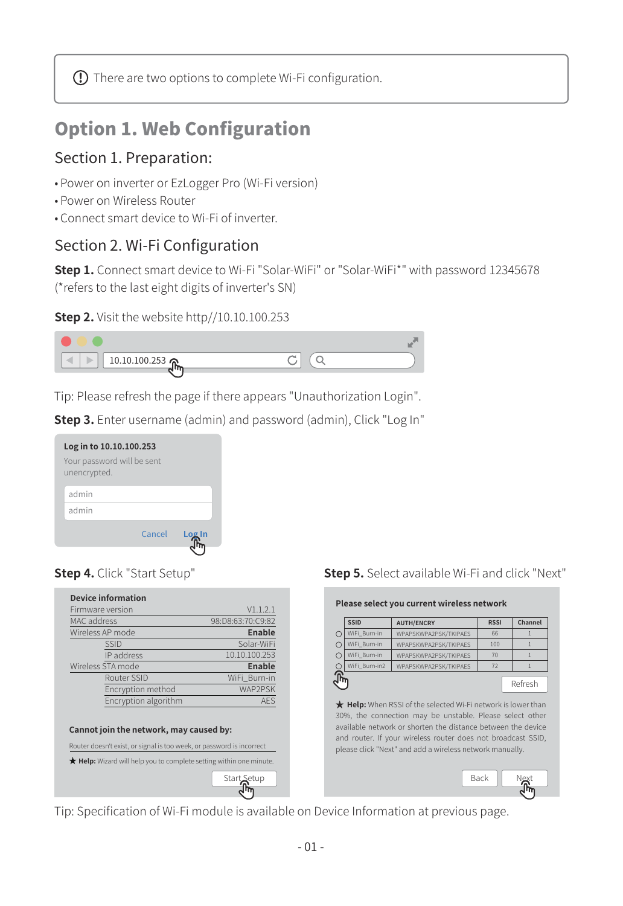ⓘ There are two options to complete Wi-Fi configuration.

# Option 1. Web Configuration

## Section 1. Preparation:

- Power on inverter or EzLogger Pro (Wi-Fi version)
- Power on Wireless Router
- Connect smart device to Wi-Fi of inverter.

## Section 2. Wi-Fi Configuration

**Step 1.** Connect smart device to Wi-Fi "Solar-WiFi" or "Solar-WiFi*" with password 12345678 (*refers to the last eight digits of inverter's SN)

**Step 2.** Visit the website http//10.10.100.253

10.10.100.253

Tip: Please refresh the page if there appears "Unauthorization Login".

**Step 3.** Enter username (admin) and password (admin), Click "Log In"

**Log in to 10.10.100.253**

Your password will be sent unencrypted.

admin

admin

Cancel Log In

**Step 4.** Click "Start Setup"

**Device information**

| | | |
|---|---|---|
| Firmware version | | V1.1.2.1 |
| MAC address | | 98:D8:63:70:C9:82 |
| Wireless AP mode | | **Enable** |
| | SSID | Solar-WiFi |
| | IP address | 10.10.100.253 |
| Wireless STA mode | | **Enable** |
| | Router SSID | WiFi_Burn-in |
| | Encryption method | WAP2PSK |
| | Encryption algorithm | AES |

**Cannot join the network, may caused by:**

Router doesn't exist, or signal is too week, or password is incorrect

★ **Help:** Wizard will help you to complete setting within one minute.

Start Setup

**Step 5.** Select available Wi-Fi and click "Next"

**Please select you current wireless network**

| | SSID | AUTH/ENCRY | RSSI | Channel |
|---|---|---|---|---|
| ○ | WiFi_Burn-in | WPAPSKWPA2PSK/TKIPAES | 66 | 1 |
| ○ | WiFi_Burn-in | WPAPSKWPA2PSK/TKIPAES | 100 | 1 |
| ○ | WiFi_Burn-in | WPAPSKWPA2PSK/TKIPAES | 70 | 1 |
| ○ | WiFi_Burn-in2 | WPAPSKWPA2PSK/TKIPAES | 72 | 1 |

Refresh

★ **Help:** When RSSI of the selected Wi-Fi network is lower than 30%, the connection may be unstable. Please select other available network or shorten the distance between the device and router. If your wireless router does not broadcast SSID, please click "Next" and add a wireless network manually.

Back Next

Tip: Specification of Wi-Fi module is available on Device Information at previous page.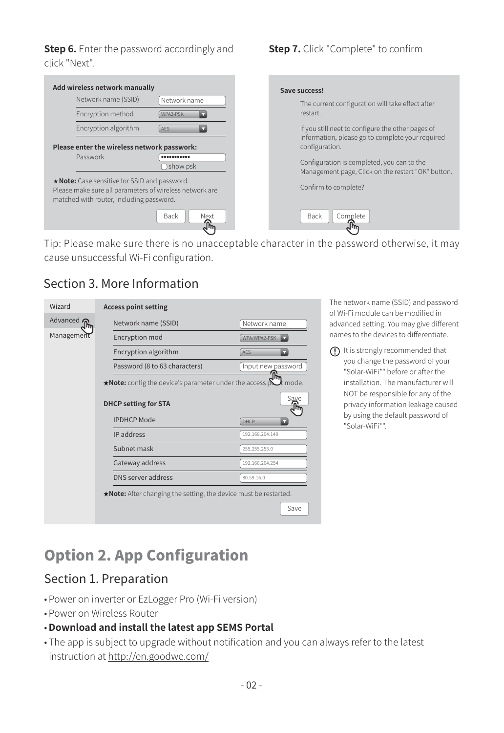**Step 6.** Enter the password accordingly and click "Next".

**Add wireless network manually**

| | |
|---|---|
| Network name (SSID) | Network name |
| Encryption method | WPA2-PSK |
| Encryption algorithm | AES |

**Please enter the wireless network passwork:**

| | |
|---|---|
| Passwork | ••••••••••• |
| | show psk |

★**Note:** Case sensitive for SSID and password.
Please make sure all parameters of wireless network are matched with router, including password.

Back Next

**Step 7.** Click "Complete" to confirm

**Save success!**

The current configuration will take effect after restart.

If you still neet to configure the other pages of information, please go to complete your required configuration.

Configuration is completed, you can to the Management page, Click on the restart "OK" button.

Confirm to complete?

Back Complete

Tip: Please make sure there is no unacceptable character in the password otherwise, it may cause unsuccessful Wi-Fi configuration.

## Section 3. More Information

Wizard
Advanced
Management

**Access point setting**

| | |
|---|---|
| Network name (SSID) | Network name |
| Encryption mod | WPA/WPA2-PSK |
| Encryption algorithm | AES |
| Password (8 to 63 characters) | Input new password |

★**Note:** config the device's parameter under the access point mode.

Save

**DHCP setting for STA**

| | |
|---|---|
| IPDHCP Mode | DHCP |
| IP address | 192.168.204.149 |
| Subnet mask | 255.255.255.0 |
| Gateway address | 192.168.204.254 |
| DNS server address | 80.59.16.0 |

★**Note:** After changing the setting, the device must be restarted.

Save

The network name (SSID) and password of Wi-Fi module can be modified in advanced setting. You may give different names to the devices to differentiate.

(!) It is strongly recommended that you change the password of your "Solar-WiFi*" before or after the installation. The manufacturer will NOT be responsible for any of the privacy information leakage caused by using the default password of "Solar-WiFi*".

# Option 2. App Configuration

## Section 1. Preparation

- Power on inverter or EzLogger Pro (Wi-Fi version)
- Power on Wireless Router
- **Download and install the latest app SEMS Portal**
- The app is subject to upgrade without notification and you can always refer to the latest instruction at http://en.goodwe.com/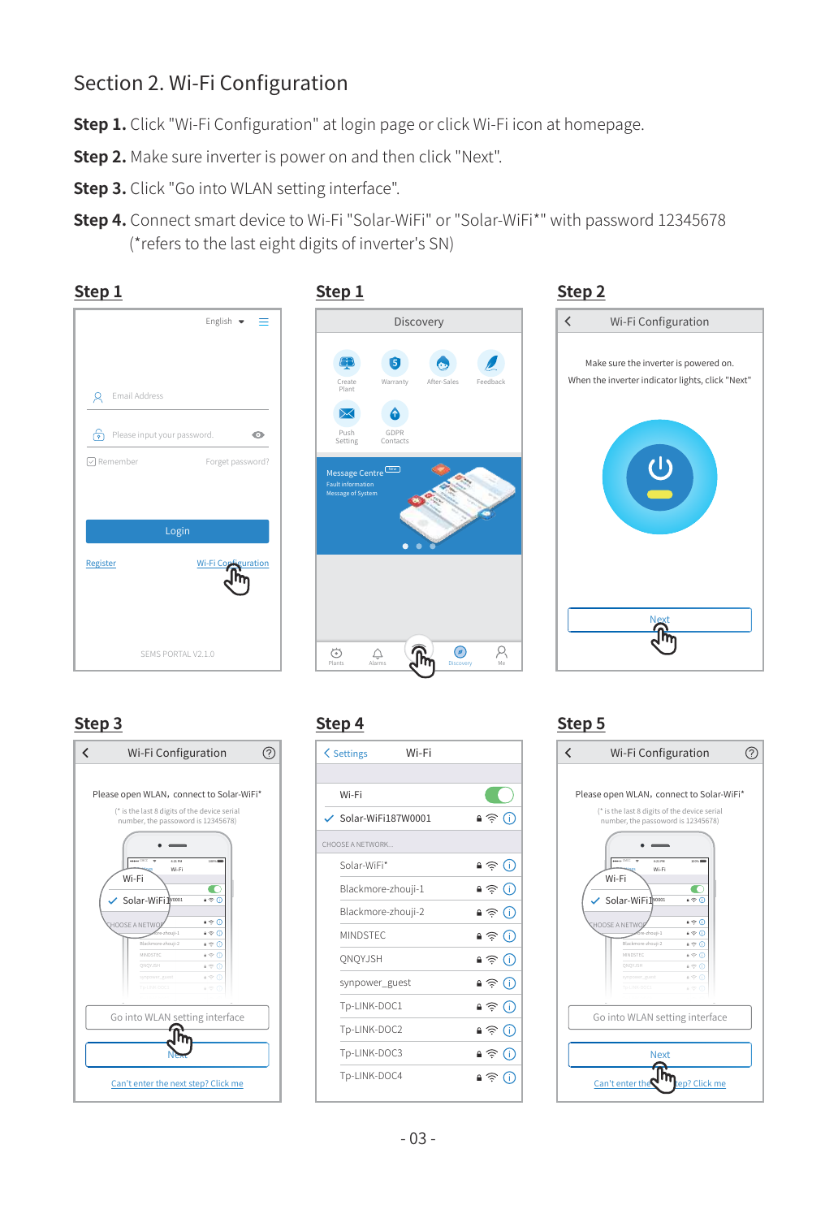# Section 2. Wi-Fi Configuration

**Step 1.** Click "Wi-Fi Configuration" at login page or click Wi-Fi icon at homepage.

**Step 2.** Make sure inverter is power on and then click "Next".

**Step 3.** Click "Go into WLAN setting interface".

**Step 4.** Connect smart device to Wi-Fi "Solar-WiFi" or "Solar-WiFi*" with password 12345678 (*refers to the last eight digits of inverter's SN)

**Step 1**

English

Email Address

Please input your password.

Remember Forget password?

Login

Register Wi-Fi Configuration

SEMS PORTAL V2.1.0

**Step 1**

Discovery

Create Plant Warranty After-Sales Feedback

Push Setting GDPR Contacts

Message Centre
Fault information
Message of System

Plants Alarms Discovery Me

**Step 2**

Wi-Fi Configuration

Make sure the inverter is powered on.
When the inverter indicator lights, click "Next"

Next

**Step 3**

Wi-Fi Configuration

Please open WLAN, connect to Solar-WiFi*

(* is the last 8 digits of the device serial number, the password is 12345678)

Go into WLAN setting interface

Next

Can't enter the next step? Click me

**Step 4**

Settings Wi-Fi

Wi-Fi

Solar-WiFi187W0001

CHOOSE A NETWORK...

Solar-WiFi*

Blackmore-zhouji-1

Blackmore-zhouji-2

MINDSTEC

QNQYJSH

synpower_guest

Tp-LINK-DOC1

Tp-LINK-DOC2

Tp-LINK-DOC3

Tp-LINK-DOC4

**Step 5**

Wi-Fi Configuration

Please open WLAN, connect to Solar-WiFi*

(* is the last 8 digits of the device serial number, the password is 12345678)

Go into WLAN setting interface

Next

Can't enter the next step? Click me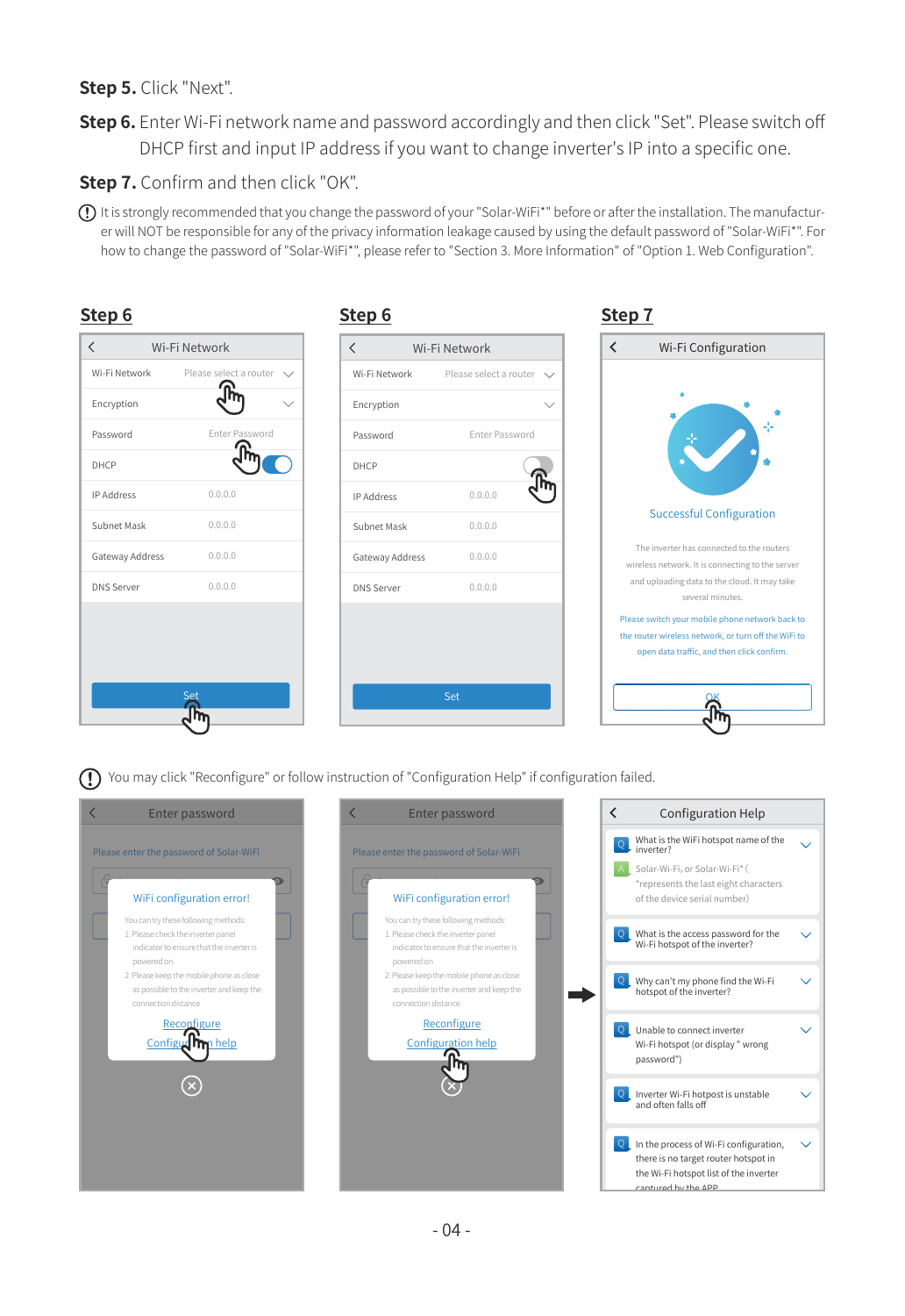**Step 5.** Click "Next".

**Step 6.** Enter Wi-Fi network name and password accordingly and then click "Set". Please switch off DHCP first and input IP address if you want to change inverter's IP into a specific one.

**Step 7.** Confirm and then click "OK".

ⓘ It is strongly recommended that you change the password of your "Solar-WiFi*" before or after the installation. The manufacturer will NOT be responsible for any of the privacy information leakage caused by using the default password of "Solar-WiFi*". For how to change the password of "Solar-WiFi*", please refer to "Section 3. More Information" of "Option 1. Web Configuration".

**Step 6**

Wi-Fi Network

| | |
|---|---|
| Wi-Fi Network | Please select a router |
| Encryption | |
| Password | Enter Password |
| DHCP | |
| IP Address | 0.0.0.0 |
| Subnet Mask | 0.0.0.0 |
| Gateway Address | 0.0.0.0 |
| DNS Server | 0.0.0.0 |

Set

**Step 6**

Wi-Fi Network

| | |
|---|---|
| Wi-Fi Network | Please select a router |
| Encryption | |
| Password | Enter Password |
| DHCP | |
| IP Address | 0.0.0.0 |
| Subnet Mask | 0.0.0.0 |
| Gateway Address | 0.0.0.0 |
| DNS Server | 0.0.0.0 |

Set

**Step 7**

Wi-Fi Configuration

Successful Configuration

The inverter has connected to the routers wireless network. It is connecting to the server and uploading data to the cloud. It may take several minutes.

Please switch your mobile phone network back to the router wireless network, or turn off the WiFi to open data traffic, and then click confirm.

OK

ⓘ You may click "Reconfigure" or follow instruction of "Configuration Help" if configuration failed.

Enter password

Please enter the password of Solar-WiFi

WiFi configuration error!

You can try these following methods:
1. Please check the inverter panel indicator to ensure that the inverter is powered on
2. Please keep the mobile phone as close as possible to the inverter and keep the connection distance

Reconfigure

Configuration help

Enter password

Please enter the password of Solar-WiFi

WiFi configuration error!

You can try these following methods:
1. Please check the inverter panel indicator to ensure that the inverter is powered on
2. Please keep the mobile phone as close as possible to the inverter and keep the connection distance

Reconfigure

Configuration help

Configuration Help

Q What is the WiFi hotspot name of the inverter?

A Solar-Wi-Fi, or Solar-Wi-Fi* ( *represents the last eight characters of the device serial number)

Q What is the access password for the Wi-Fi hotspot of the inverter?

Q Why can't my phone find the Wi-Fi hotspot of the inverter?

Q Unable to connect inverter Wi-Fi hotspot (or display " wrong password")

Q Inverter Wi-Fi hotspot is unstable and often falls off

Q In the process of Wi-Fi configuration, there is no target router hotspot in the Wi-Fi hotspot list of the inverter captured by the APP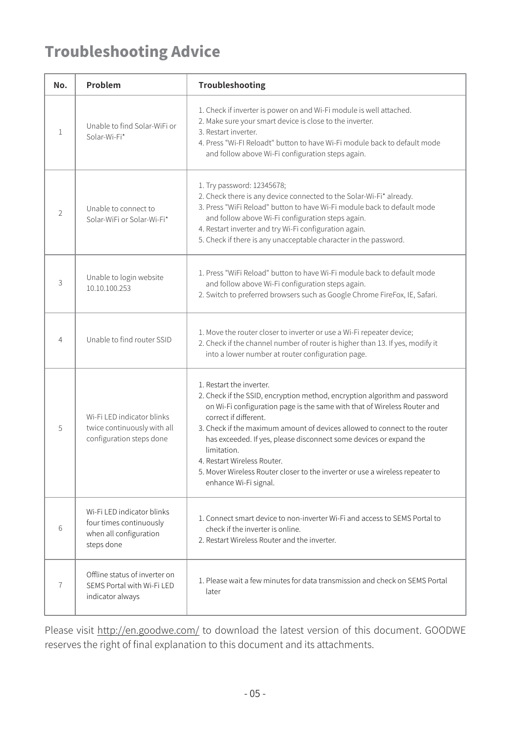# Troubleshooting Advice

| No. | Problem | Troubleshooting |
|---|---|---|
| 1 | Unable to find Solar-WiFi or Solar-Wi-Fi* | 1. Check if inverter is power on and Wi-Fi module is well attached.<br>2. Make sure your smart device is close to the inverter.<br>3. Restart inverter.<br>4. Press "Wi-FI Reloadt" button to have Wi-Fi module back to default mode and follow above Wi-Fi configuration steps again. |
| 2 | Unable to connect to Solar-WiFi or Solar-Wi-Fi* | 1. Try password: 12345678;<br>2. Check there is any device connected to the Solar-Wi-Fi* already.<br>3. Press "WiFi Reload" button to have Wi-Fi module back to default mode and follow above Wi-Fi configuration steps again.<br>4. Restart inverter and try Wi-Fi configuration again.<br>5. Check if there is any unacceptable character in the password. |
| 3 | Unable to login website 10.10.100.253 | 1. Press "WiFi Reload" button to have Wi-Fi module back to default mode and follow above Wi-Fi configuration steps again.<br>2. Switch to preferred browsers such as Google Chrome FireFox, IE, Safari. |
| 4 | Unable to find router SSID | 1. Move the router closer to inverter or use a Wi-Fi repeater device;<br>2. Check if the channel number of router is higher than 13. If yes, modify it into a lower number at router configuration page. |
| 5 | Wi-Fi LED indicator blinks twice continuously with all configuration steps done | 1. Restart the inverter.<br>2. Check if the SSID, encryption method, encryption algorithm and password on Wi-Fi configuration page is the same with that of Wireless Router and correct if different.<br>3. Check if the maximum amount of devices allowed to connect to the router has exceeded. If yes, please disconnect some devices or expand the limitation.<br>4. Restart Wireless Router.<br>5. Mover Wireless Router closer to the inverter or use a wireless repeater to enhance Wi-Fi signal. |
| 6 | Wi-Fi LED indicator blinks four times continuously when all configuration steps done | 1. Connect smart device to non-inverter Wi-Fi and access to SEMS Portal to check if the inverter is online.<br>2. Restart Wireless Router and the inverter. |
| 7 | Offline status of inverter on SEMS Portal with Wi-Fi LED indicator always | 1. Please wait a few minutes for data transmission and check on SEMS Portal later |

Please visit http://en.goodwe.com/ to download the latest version of this document. GOODWE reserves the right of final explanation to this document and its attachments.